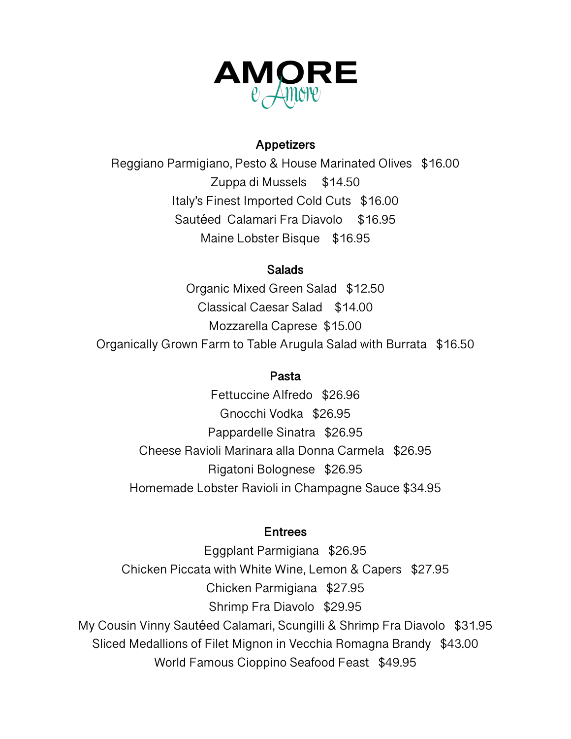# AMORE e Amore

## Appetizers

Reggiano Parmigiano, Pesto & House Marinated Olives $16.00

Zuppa di Mussels $14.50

Italy's Finest Imported Cold Cuts $16.00

Sautéed Calamari Fra Diavolo $16.95

Maine Lobster Bisque $16.95

## Salads

Organic Mixed Green Salad $12.50

Classical Caesar Salad $14.00

Mozzarella Caprese $15.00

Organically Grown Farm to Table Arugula Salad with Burrata $16.50

## Pasta

Fettuccine Alfredo $26.96

Gnocchi Vodka $26.95

Pappardelle Sinatra $26.95

Cheese Ravioli Marinara alla Donna Carmela $26.95

Rigatoni Bolognese $26.95

Homemade Lobster Ravioli in Champagne Sauce $34.95

## Entrees

Eggplant Parmigiana $26.95

Chicken Piccata with White Wine, Lemon & Capers $27.95

Chicken Parmigiana $27.95

Shrimp Fra Diavolo $29.95

My Cousin Vinny Sautéed Calamari, Scungilli & Shrimp Fra Diavolo $31.95

Sliced Medallions of Filet Mignon in Vecchia Romagna Brandy $43.00

World Famous Cioppino Seafood Feast $49.95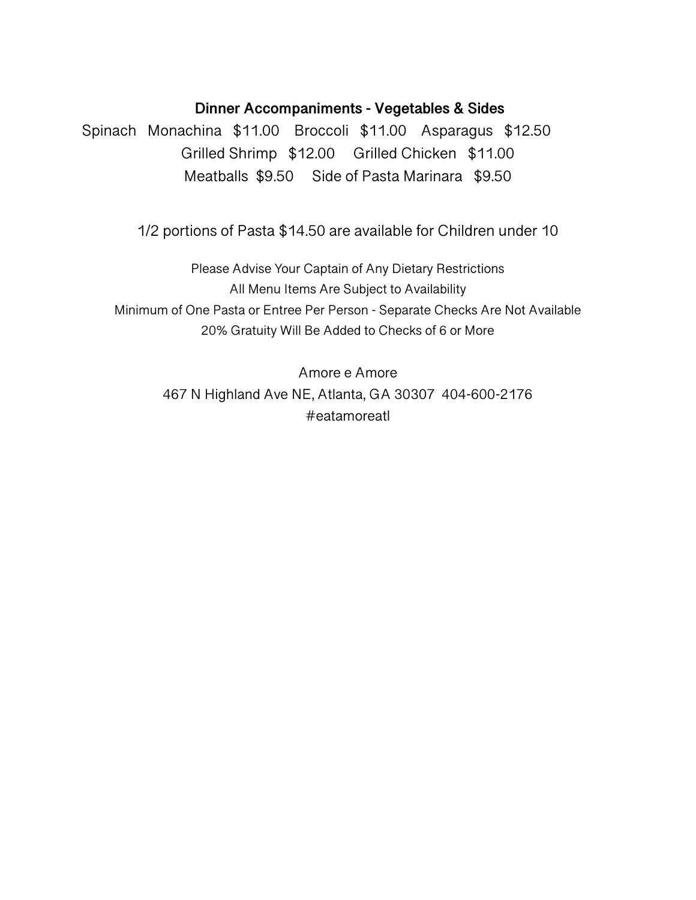## Dinner Accompaniments - Vegetables & Sides

Spinach Monachina $11.00 Broccoli $11.00 Asparagus $12.50

Grilled Shrimp $12.00 Grilled Chicken $11.00

Meatballs $9.50 Side of Pasta Marinara $9.50

1/2 portions of Pasta $14.50 are available for Children under 10

Please Advise Your Captain of Any Dietary Restrictions

All Menu Items Are Subject to Availability

Minimum of One Pasta or Entree Per Person - Separate Checks Are Not Available

20% Gratuity Will Be Added to Checks of 6 or More

Amore e Amore

467 N Highland Ave NE, Atlanta, GA 30307 404-600-2176

#eatamoreatl